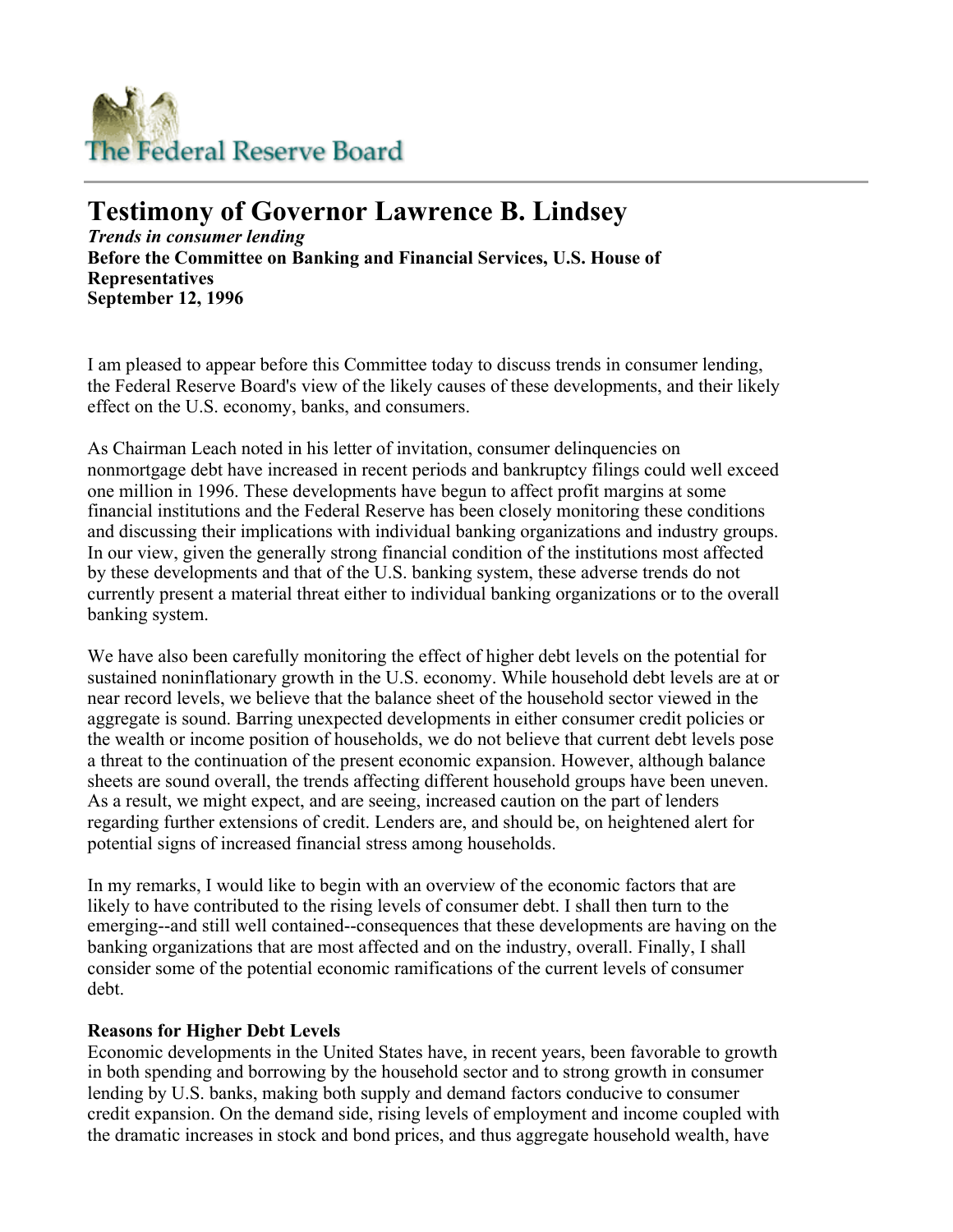The Federal Reserve Board

# Testimony of Governor Lawrence B. Lindsey

***Trends in consumer lending***
**Before the Committee on Banking and Financial Services, U.S. House of Representatives**
**September 12, 1996**

I am pleased to appear before this Committee today to discuss trends in consumer lending, the Federal Reserve Board's view of the likely causes of these developments, and their likely effect on the U.S. economy, banks, and consumers.

As Chairman Leach noted in his letter of invitation, consumer delinquencies on nonmortgage debt have increased in recent periods and bankruptcy filings could well exceed one million in 1996. These developments have begun to affect profit margins at some financial institutions and the Federal Reserve has been closely monitoring these conditions and discussing their implications with individual banking organizations and industry groups. In our view, given the generally strong financial condition of the institutions most affected by these developments and that of the U.S. banking system, these adverse trends do not currently present a material threat either to individual banking organizations or to the overall banking system.

We have also been carefully monitoring the effect of higher debt levels on the potential for sustained noninflationary growth in the U.S. economy. While household debt levels are at or near record levels, we believe that the balance sheet of the household sector viewed in the aggregate is sound. Barring unexpected developments in either consumer credit policies or the wealth or income position of households, we do not believe that current debt levels pose a threat to the continuation of the present economic expansion. However, although balance sheets are sound overall, the trends affecting different household groups have been uneven. As a result, we might expect, and are seeing, increased caution on the part of lenders regarding further extensions of credit. Lenders are, and should be, on heightened alert for potential signs of increased financial stress among households.

In my remarks, I would like to begin with an overview of the economic factors that are likely to have contributed to the rising levels of consumer debt. I shall then turn to the emerging--and still well contained--consequences that these developments are having on the banking organizations that are most affected and on the industry, overall. Finally, I shall consider some of the potential economic ramifications of the current levels of consumer debt.

**Reasons for Higher Debt Levels**
Economic developments in the United States have, in recent years, been favorable to growth in both spending and borrowing by the household sector and to strong growth in consumer lending by U.S. banks, making both supply and demand factors conducive to consumer credit expansion. On the demand side, rising levels of employment and income coupled with the dramatic increases in stock and bond prices, and thus aggregate household wealth, have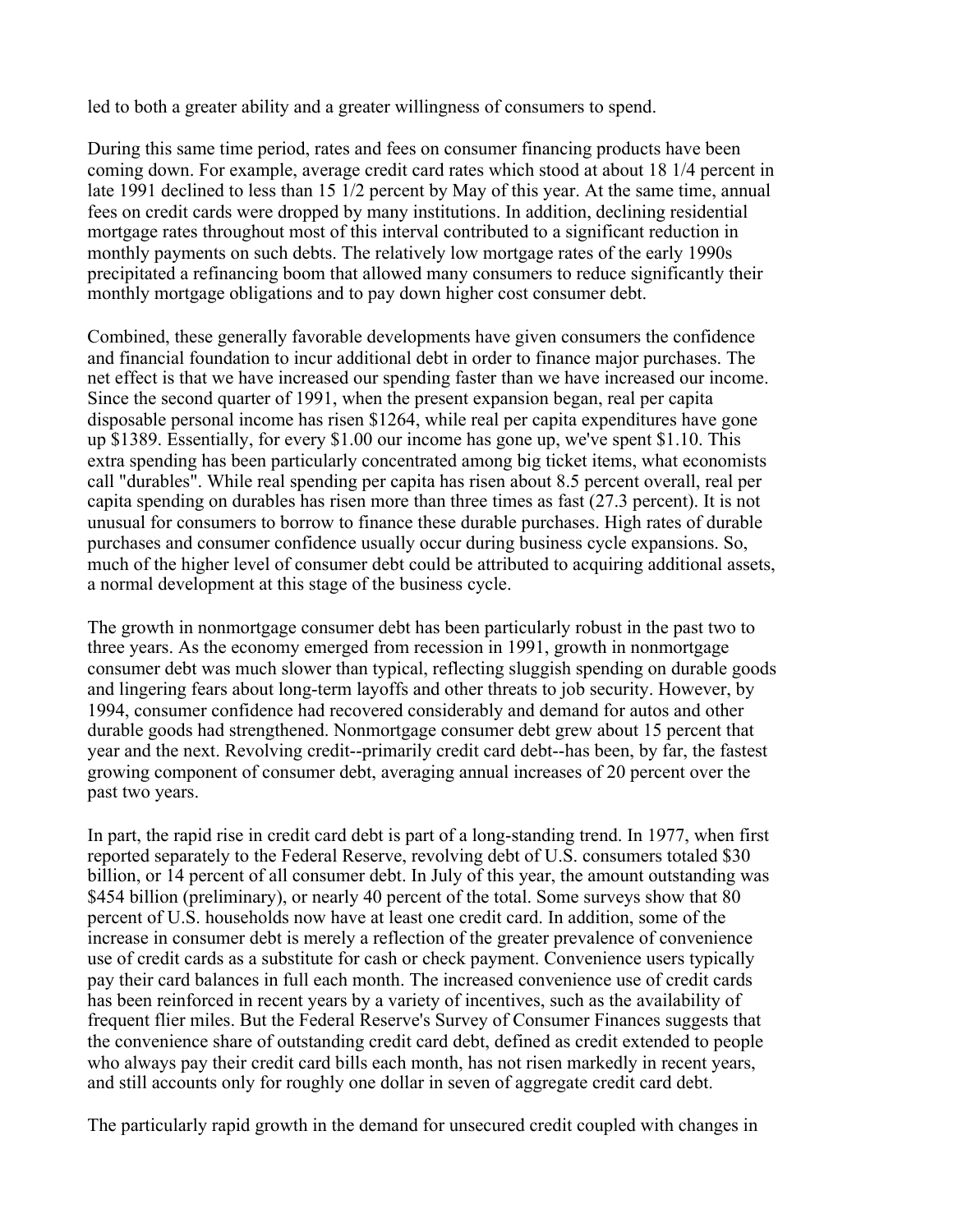led to both a greater ability and a greater willingness of consumers to spend.

During this same time period, rates and fees on consumer financing products have been coming down. For example, average credit card rates which stood at about 18 1/4 percent in late 1991 declined to less than 15 1/2 percent by May of this year. At the same time, annual fees on credit cards were dropped by many institutions. In addition, declining residential mortgage rates throughout most of this interval contributed to a significant reduction in monthly payments on such debts. The relatively low mortgage rates of the early 1990s precipitated a refinancing boom that allowed many consumers to reduce significantly their monthly mortgage obligations and to pay down higher cost consumer debt.

Combined, these generally favorable developments have given consumers the confidence and financial foundation to incur additional debt in order to finance major purchases. The net effect is that we have increased our spending faster than we have increased our income. Since the second quarter of 1991, when the present expansion began, real per capita disposable personal income has risen $1264, while real per capita expenditures have gone up $1389. Essentially, for every $1.00 our income has gone up, we've spent $1.10. This extra spending has been particularly concentrated among big ticket items, what economists call "durables". While real spending per capita has risen about 8.5 percent overall, real per capita spending on durables has risen more than three times as fast (27.3 percent). It is not unusual for consumers to borrow to finance these durable purchases. High rates of durable purchases and consumer confidence usually occur during business cycle expansions. So, much of the higher level of consumer debt could be attributed to acquiring additional assets, a normal development at this stage of the business cycle.

The growth in nonmortgage consumer debt has been particularly robust in the past two to three years. As the economy emerged from recession in 1991, growth in nonmortgage consumer debt was much slower than typical, reflecting sluggish spending on durable goods and lingering fears about long-term layoffs and other threats to job security. However, by 1994, consumer confidence had recovered considerably and demand for autos and other durable goods had strengthened. Nonmortgage consumer debt grew about 15 percent that year and the next. Revolving credit--primarily credit card debt--has been, by far, the fastest growing component of consumer debt, averaging annual increases of 20 percent over the past two years.

In part, the rapid rise in credit card debt is part of a long-standing trend. In 1977, when first reported separately to the Federal Reserve, revolving debt of U.S. consumers totaled $30 billion, or 14 percent of all consumer debt. In July of this year, the amount outstanding was $454 billion (preliminary), or nearly 40 percent of the total. Some surveys show that 80 percent of U.S. households now have at least one credit card. In addition, some of the increase in consumer debt is merely a reflection of the greater prevalence of convenience use of credit cards as a substitute for cash or check payment. Convenience users typically pay their card balances in full each month. The increased convenience use of credit cards has been reinforced in recent years by a variety of incentives, such as the availability of frequent flier miles. But the Federal Reserve's Survey of Consumer Finances suggests that the convenience share of outstanding credit card debt, defined as credit extended to people who always pay their credit card bills each month, has not risen markedly in recent years, and still accounts only for roughly one dollar in seven of aggregate credit card debt.

The particularly rapid growth in the demand for unsecured credit coupled with changes in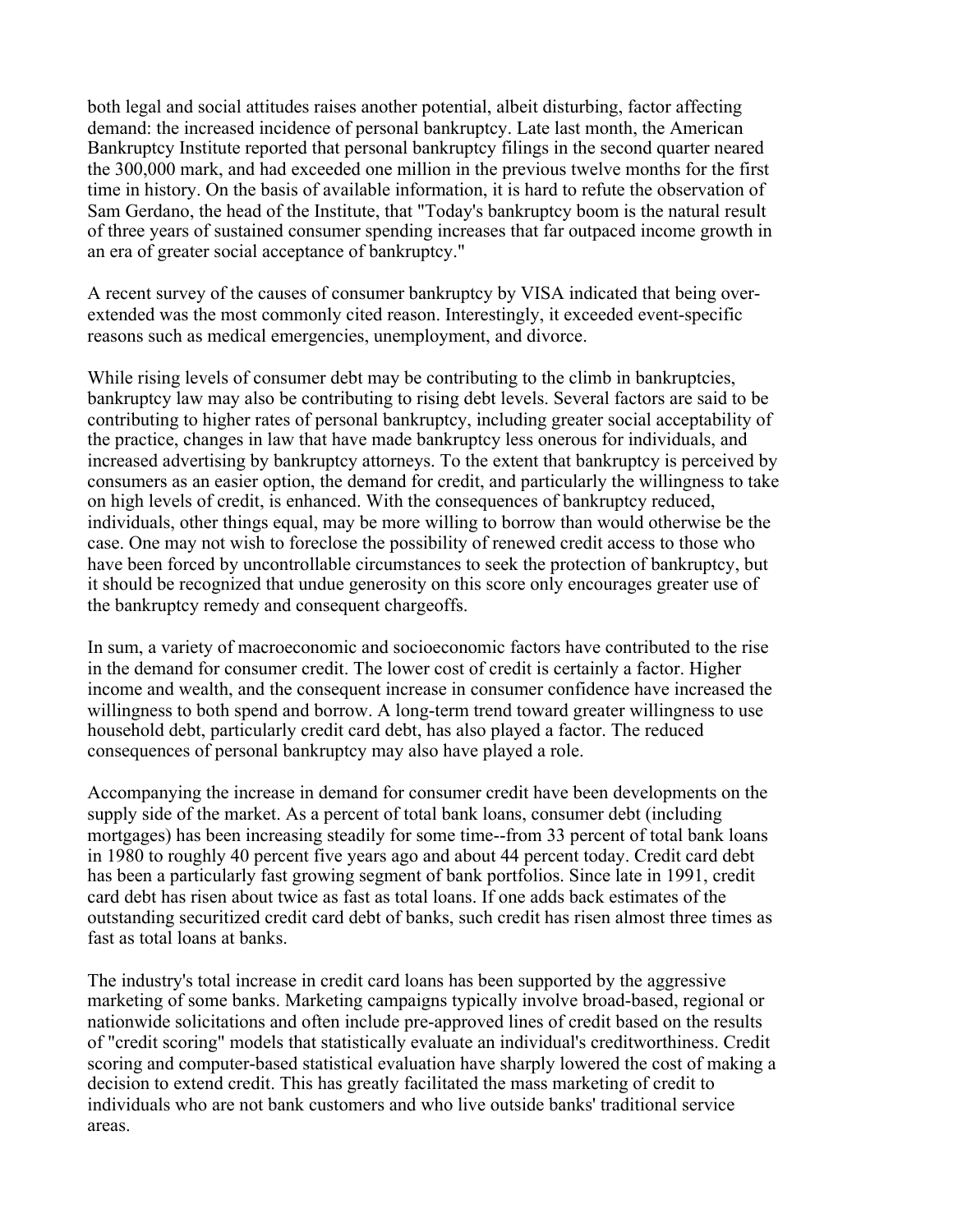both legal and social attitudes raises another potential, albeit disturbing, factor affecting demand: the increased incidence of personal bankruptcy. Late last month, the American Bankruptcy Institute reported that personal bankruptcy filings in the second quarter neared the 300,000 mark, and had exceeded one million in the previous twelve months for the first time in history. On the basis of available information, it is hard to refute the observation of Sam Gerdano, the head of the Institute, that "Today's bankruptcy boom is the natural result of three years of sustained consumer spending increases that far outpaced income growth in an era of greater social acceptance of bankruptcy."

A recent survey of the causes of consumer bankruptcy by VISA indicated that being over-extended was the most commonly cited reason. Interestingly, it exceeded event-specific reasons such as medical emergencies, unemployment, and divorce.

While rising levels of consumer debt may be contributing to the climb in bankruptcies, bankruptcy law may also be contributing to rising debt levels. Several factors are said to be contributing to higher rates of personal bankruptcy, including greater social acceptability of the practice, changes in law that have made bankruptcy less onerous for individuals, and increased advertising by bankruptcy attorneys. To the extent that bankruptcy is perceived by consumers as an easier option, the demand for credit, and particularly the willingness to take on high levels of credit, is enhanced. With the consequences of bankruptcy reduced, individuals, other things equal, may be more willing to borrow than would otherwise be the case. One may not wish to foreclose the possibility of renewed credit access to those who have been forced by uncontrollable circumstances to seek the protection of bankruptcy, but it should be recognized that undue generosity on this score only encourages greater use of the bankruptcy remedy and consequent chargeoffs.

In sum, a variety of macroeconomic and socioeconomic factors have contributed to the rise in the demand for consumer credit. The lower cost of credit is certainly a factor. Higher income and wealth, and the consequent increase in consumer confidence have increased the willingness to both spend and borrow. A long-term trend toward greater willingness to use household debt, particularly credit card debt, has also played a factor. The reduced consequences of personal bankruptcy may also have played a role.

Accompanying the increase in demand for consumer credit have been developments on the supply side of the market. As a percent of total bank loans, consumer debt (including mortgages) has been increasing steadily for some time--from 33 percent of total bank loans in 1980 to roughly 40 percent five years ago and about 44 percent today. Credit card debt has been a particularly fast growing segment of bank portfolios. Since late in 1991, credit card debt has risen about twice as fast as total loans. If one adds back estimates of the outstanding securitized credit card debt of banks, such credit has risen almost three times as fast as total loans at banks.

The industry's total increase in credit card loans has been supported by the aggressive marketing of some banks. Marketing campaigns typically involve broad-based, regional or nationwide solicitations and often include pre-approved lines of credit based on the results of "credit scoring" models that statistically evaluate an individual's creditworthiness. Credit scoring and computer-based statistical evaluation have sharply lowered the cost of making a decision to extend credit. This has greatly facilitated the mass marketing of credit to individuals who are not bank customers and who live outside banks' traditional service areas.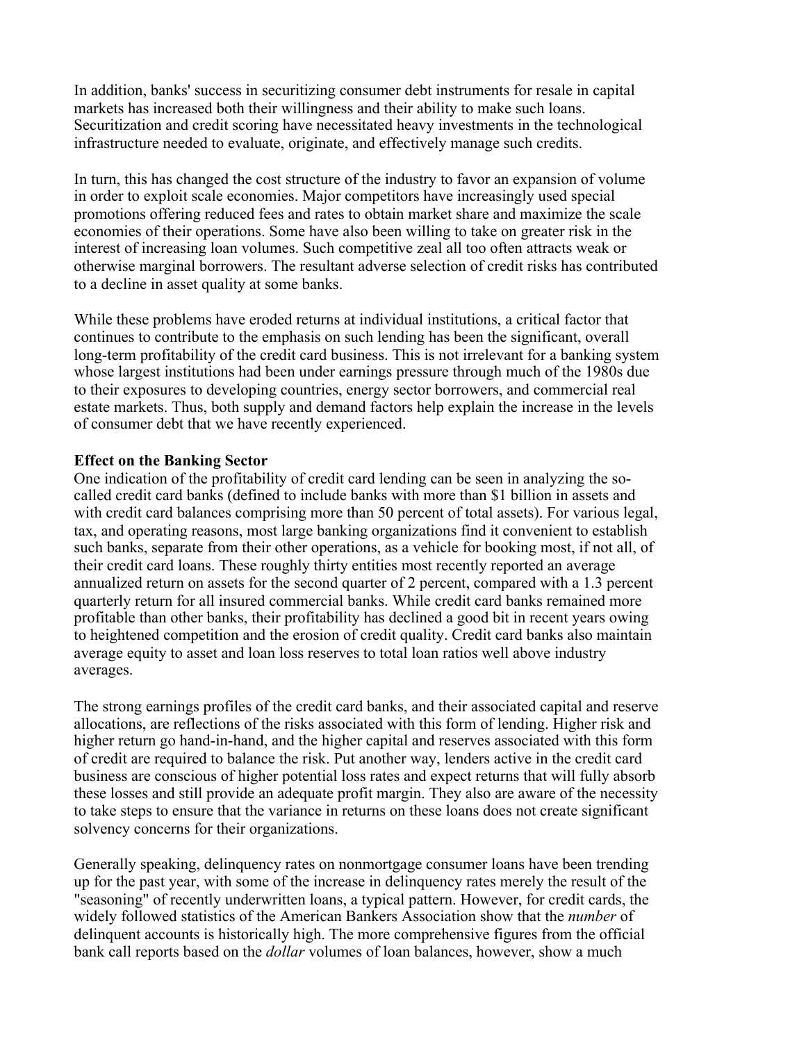In addition, banks' success in securitizing consumer debt instruments for resale in capital markets has increased both their willingness and their ability to make such loans. Securitization and credit scoring have necessitated heavy investments in the technological infrastructure needed to evaluate, originate, and effectively manage such credits.

In turn, this has changed the cost structure of the industry to favor an expansion of volume in order to exploit scale economies. Major competitors have increasingly used special promotions offering reduced fees and rates to obtain market share and maximize the scale economies of their operations. Some have also been willing to take on greater risk in the interest of increasing loan volumes. Such competitive zeal all too often attracts weak or otherwise marginal borrowers. The resultant adverse selection of credit risks has contributed to a decline in asset quality at some banks.

While these problems have eroded returns at individual institutions, a critical factor that continues to contribute to the emphasis on such lending has been the significant, overall long-term profitability of the credit card business. This is not irrelevant for a banking system whose largest institutions had been under earnings pressure through much of the 1980s due to their exposures to developing countries, energy sector borrowers, and commercial real estate markets. Thus, both supply and demand factors help explain the increase in the levels of consumer debt that we have recently experienced.

**Effect on the Banking Sector**

One indication of the profitability of credit card lending can be seen in analyzing the so-called credit card banks (defined to include banks with more than $1 billion in assets and with credit card balances comprising more than 50 percent of total assets). For various legal, tax, and operating reasons, most large banking organizations find it convenient to establish such banks, separate from their other operations, as a vehicle for booking most, if not all, of their credit card loans. These roughly thirty entities most recently reported an average annualized return on assets for the second quarter of 2 percent, compared with a 1.3 percent quarterly return for all insured commercial banks. While credit card banks remained more profitable than other banks, their profitability has declined a good bit in recent years owing to heightened competition and the erosion of credit quality. Credit card banks also maintain average equity to asset and loan loss reserves to total loan ratios well above industry averages.

The strong earnings profiles of the credit card banks, and their associated capital and reserve allocations, are reflections of the risks associated with this form of lending. Higher risk and higher return go hand-in-hand, and the higher capital and reserves associated with this form of credit are required to balance the risk. Put another way, lenders active in the credit card business are conscious of higher potential loss rates and expect returns that will fully absorb these losses and still provide an adequate profit margin. They also are aware of the necessity to take steps to ensure that the variance in returns on these loans does not create significant solvency concerns for their organizations.

Generally speaking, delinquency rates on nonmortgage consumer loans have been trending up for the past year, with some of the increase in delinquency rates merely the result of the "seasoning" of recently underwritten loans, a typical pattern. However, for credit cards, the widely followed statistics of the American Bankers Association show that the *number* of delinquent accounts is historically high. The more comprehensive figures from the official bank call reports based on the *dollar* volumes of loan balances, however, show a much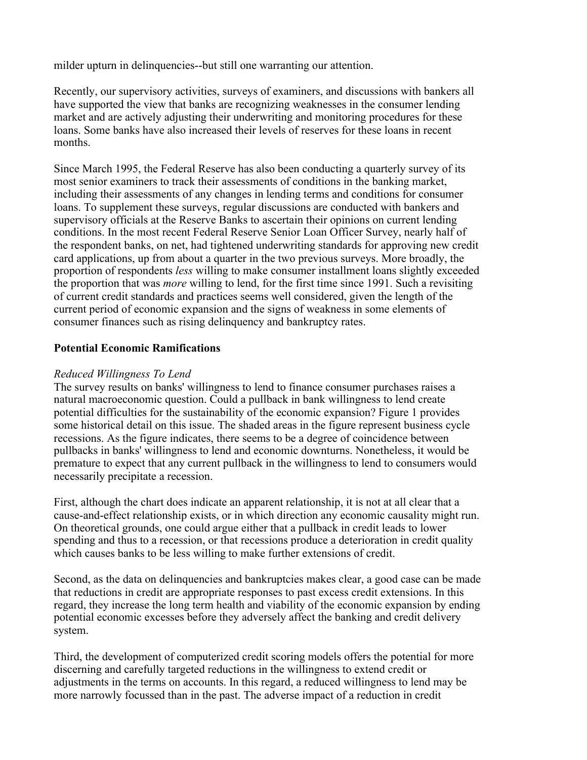milder upturn in delinquencies--but still one warranting our attention.

Recently, our supervisory activities, surveys of examiners, and discussions with bankers all have supported the view that banks are recognizing weaknesses in the consumer lending market and are actively adjusting their underwriting and monitoring procedures for these loans. Some banks have also increased their levels of reserves for these loans in recent months.

Since March 1995, the Federal Reserve has also been conducting a quarterly survey of its most senior examiners to track their assessments of conditions in the banking market, including their assessments of any changes in lending terms and conditions for consumer loans. To supplement these surveys, regular discussions are conducted with bankers and supervisory officials at the Reserve Banks to ascertain their opinions on current lending conditions. In the most recent Federal Reserve Senior Loan Officer Survey, nearly half of the respondent banks, on net, had tightened underwriting standards for approving new credit card applications, up from about a quarter in the two previous surveys. More broadly, the proportion of respondents *less* willing to make consumer installment loans slightly exceeded the proportion that was *more* willing to lend, for the first time since 1991. Such a revisiting of current credit standards and practices seems well considered, given the length of the current period of economic expansion and the signs of weakness in some elements of consumer finances such as rising delinquency and bankruptcy rates.

## Potential Economic Ramifications

### *Reduced Willingness To Lend*

The survey results on banks' willingness to lend to finance consumer purchases raises a natural macroeconomic question. Could a pullback in bank willingness to lend create potential difficulties for the sustainability of the economic expansion? Figure 1 provides some historical detail on this issue. The shaded areas in the figure represent business cycle recessions. As the figure indicates, there seems to be a degree of coincidence between pullbacks in banks' willingness to lend and economic downturns. Nonetheless, it would be premature to expect that any current pullback in the willingness to lend to consumers would necessarily precipitate a recession.

First, although the chart does indicate an apparent relationship, it is not at all clear that a cause-and-effect relationship exists, or in which direction any economic causality might run. On theoretical grounds, one could argue either that a pullback in credit leads to lower spending and thus to a recession, or that recessions produce a deterioration in credit quality which causes banks to be less willing to make further extensions of credit.

Second, as the data on delinquencies and bankruptcies makes clear, a good case can be made that reductions in credit are appropriate responses to past excess credit extensions. In this regard, they increase the long term health and viability of the economic expansion by ending potential economic excesses before they adversely affect the banking and credit delivery system.

Third, the development of computerized credit scoring models offers the potential for more discerning and carefully targeted reductions in the willingness to extend credit or adjustments in the terms on accounts. In this regard, a reduced willingness to lend may be more narrowly focussed than in the past. The adverse impact of a reduction in credit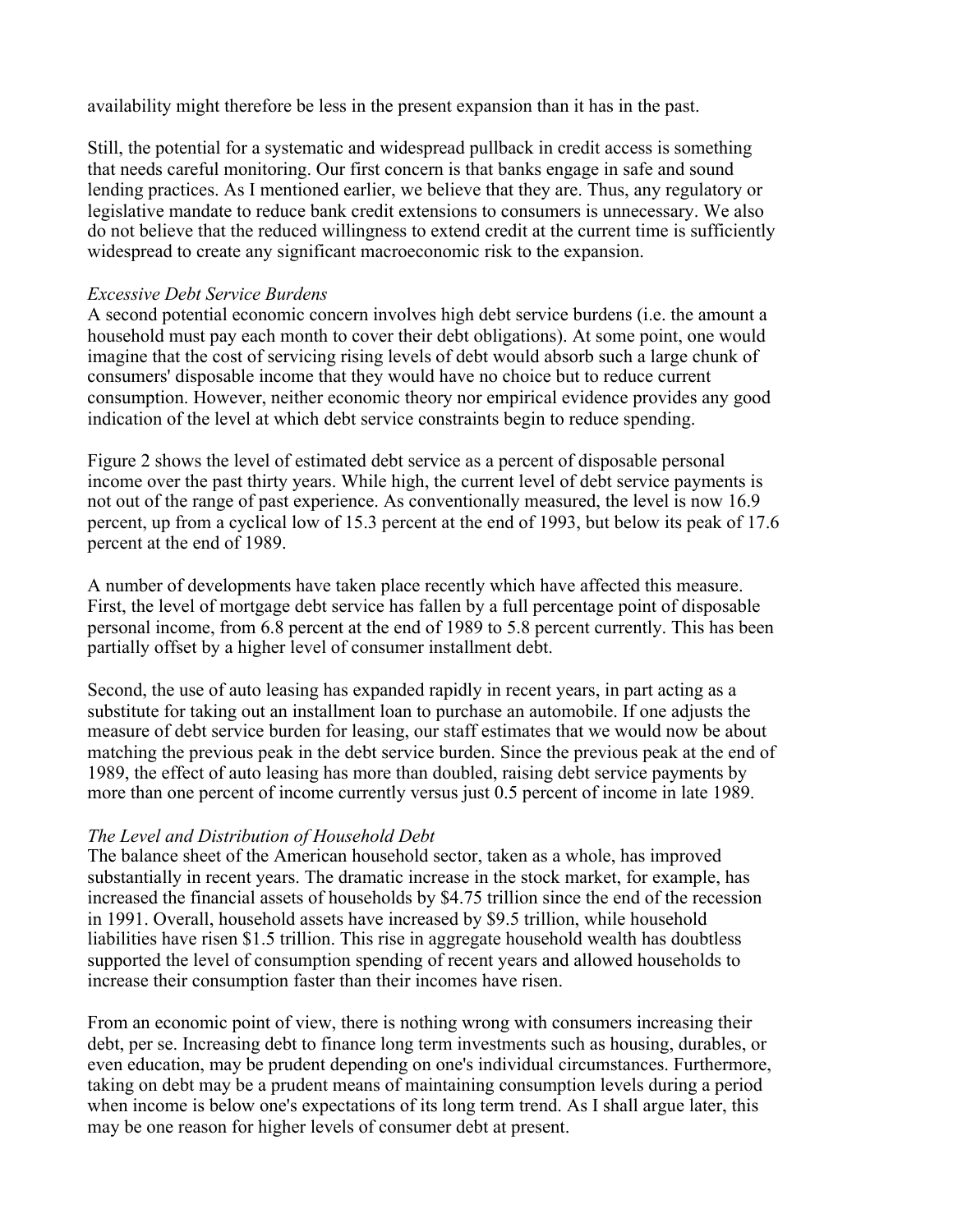availability might therefore be less in the present expansion than it has in the past.

Still, the potential for a systematic and widespread pullback in credit access is something that needs careful monitoring. Our first concern is that banks engage in safe and sound lending practices. As I mentioned earlier, we believe that they are. Thus, any regulatory or legislative mandate to reduce bank credit extensions to consumers is unnecessary. We also do not believe that the reduced willingness to extend credit at the current time is sufficiently widespread to create any significant macroeconomic risk to the expansion.

*Excessive Debt Service Burdens*

A second potential economic concern involves high debt service burdens (i.e. the amount a household must pay each month to cover their debt obligations). At some point, one would imagine that the cost of servicing rising levels of debt would absorb such a large chunk of consumers' disposable income that they would have no choice but to reduce current consumption. However, neither economic theory nor empirical evidence provides any good indication of the level at which debt service constraints begin to reduce spending.

Figure 2 shows the level of estimated debt service as a percent of disposable personal income over the past thirty years. While high, the current level of debt service payments is not out of the range of past experience. As conventionally measured, the level is now 16.9 percent, up from a cyclical low of 15.3 percent at the end of 1993, but below its peak of 17.6 percent at the end of 1989.

A number of developments have taken place recently which have affected this measure. First, the level of mortgage debt service has fallen by a full percentage point of disposable personal income, from 6.8 percent at the end of 1989 to 5.8 percent currently. This has been partially offset by a higher level of consumer installment debt.

Second, the use of auto leasing has expanded rapidly in recent years, in part acting as a substitute for taking out an installment loan to purchase an automobile. If one adjusts the measure of debt service burden for leasing, our staff estimates that we would now be about matching the previous peak in the debt service burden. Since the previous peak at the end of 1989, the effect of auto leasing has more than doubled, raising debt service payments by more than one percent of income currently versus just 0.5 percent of income in late 1989.

*The Level and Distribution of Household Debt*

The balance sheet of the American household sector, taken as a whole, has improved substantially in recent years. The dramatic increase in the stock market, for example, has increased the financial assets of households by $4.75 trillion since the end of the recession in 1991. Overall, household assets have increased by $9.5 trillion, while household liabilities have risen $1.5 trillion. This rise in aggregate household wealth has doubtless supported the level of consumption spending of recent years and allowed households to increase their consumption faster than their incomes have risen.

From an economic point of view, there is nothing wrong with consumers increasing their debt, per se. Increasing debt to finance long term investments such as housing, durables, or even education, may be prudent depending on one's individual circumstances. Furthermore, taking on debt may be a prudent means of maintaining consumption levels during a period when income is below one's expectations of its long term trend. As I shall argue later, this may be one reason for higher levels of consumer debt at present.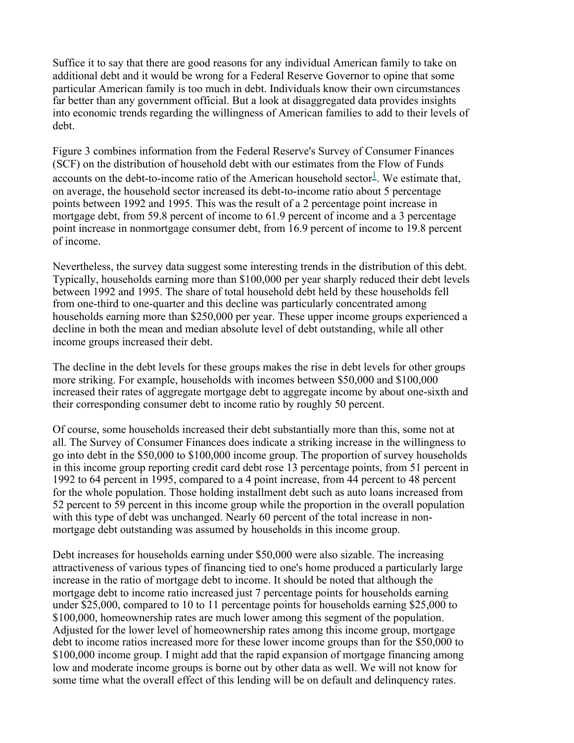Suffice it to say that there are good reasons for any individual American family to take on additional debt and it would be wrong for a Federal Reserve Governor to opine that some particular American family is too much in debt. Individuals know their own circumstances far better than any government official. But a look at disaggregated data provides insights into economic trends regarding the willingness of American families to add to their levels of debt.

Figure 3 combines information from the Federal Reserve's Survey of Consumer Finances (SCF) on the distribution of household debt with our estimates from the Flow of Funds accounts on the debt-to-income ratio of the American household sector[1]. We estimate that, on average, the household sector increased its debt-to-income ratio about 5 percentage points between 1992 and 1995. This was the result of a 2 percentage point increase in mortgage debt, from 59.8 percent of income to 61.9 percent of income and a 3 percentage point increase in nonmortgage consumer debt, from 16.9 percent of income to 19.8 percent of income.

Nevertheless, the survey data suggest some interesting trends in the distribution of this debt. Typically, households earning more than $100,000 per year sharply reduced their debt levels between 1992 and 1995. The share of total household debt held by these households fell from one-third to one-quarter and this decline was particularly concentrated among households earning more than $250,000 per year. These upper income groups experienced a decline in both the mean and median absolute level of debt outstanding, while all other income groups increased their debt.

The decline in the debt levels for these groups makes the rise in debt levels for other groups more striking. For example, households with incomes between $50,000 and $100,000 increased their rates of aggregate mortgage debt to aggregate income by about one-sixth and their corresponding consumer debt to income ratio by roughly 50 percent.

Of course, some households increased their debt substantially more than this, some not at all. The Survey of Consumer Finances does indicate a striking increase in the willingness to go into debt in the $50,000 to $100,000 income group. The proportion of survey households in this income group reporting credit card debt rose 13 percentage points, from 51 percent in 1992 to 64 percent in 1995, compared to a 4 point increase, from 44 percent to 48 percent for the whole population. Those holding installment debt such as auto loans increased from 52 percent to 59 percent in this income group while the proportion in the overall population with this type of debt was unchanged. Nearly 60 percent of the total increase in non-mortgage debt outstanding was assumed by households in this income group.

Debt increases for households earning under $50,000 were also sizable. The increasing attractiveness of various types of financing tied to one's home produced a particularly large increase in the ratio of mortgage debt to income. It should be noted that although the mortgage debt to income ratio increased just 7 percentage points for households earning under $25,000, compared to 10 to 11 percentage points for households earning $25,000 to $100,000, homeownership rates are much lower among this segment of the population. Adjusted for the lower level of homeownership rates among this income group, mortgage debt to income ratios increased more for these lower income groups than for the $50,000 to $100,000 income group. I might add that the rapid expansion of mortgage financing among low and moderate income groups is borne out by other data as well. We will not know for some time what the overall effect of this lending will be on default and delinquency rates.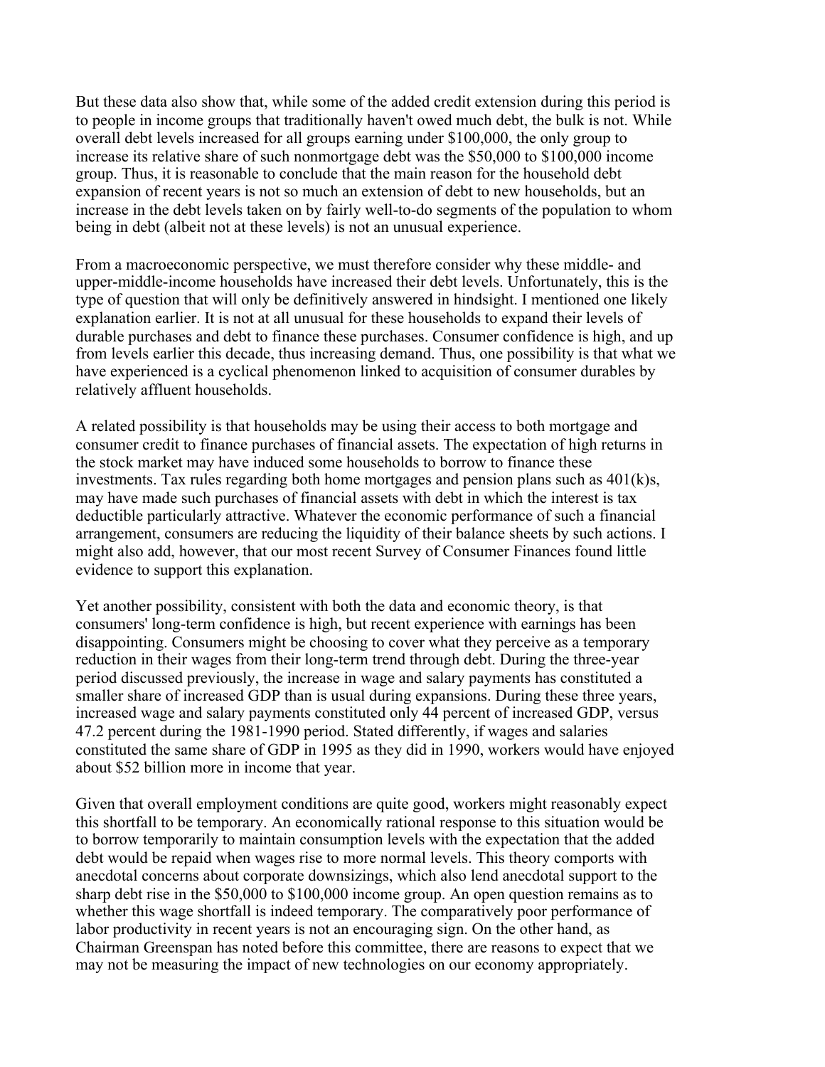But these data also show that, while some of the added credit extension during this period is to people in income groups that traditionally haven't owed much debt, the bulk is not. While overall debt levels increased for all groups earning under $100,000, the only group to increase its relative share of such nonmortgage debt was the $50,000 to $100,000 income group. Thus, it is reasonable to conclude that the main reason for the household debt expansion of recent years is not so much an extension of debt to new households, but an increase in the debt levels taken on by fairly well-to-do segments of the population to whom being in debt (albeit not at these levels) is not an unusual experience.

From a macroeconomic perspective, we must therefore consider why these middle- and upper-middle-income households have increased their debt levels. Unfortunately, this is the type of question that will only be definitively answered in hindsight. I mentioned one likely explanation earlier. It is not at all unusual for these households to expand their levels of durable purchases and debt to finance these purchases. Consumer confidence is high, and up from levels earlier this decade, thus increasing demand. Thus, one possibility is that what we have experienced is a cyclical phenomenon linked to acquisition of consumer durables by relatively affluent households.

A related possibility is that households may be using their access to both mortgage and consumer credit to finance purchases of financial assets. The expectation of high returns in the stock market may have induced some households to borrow to finance these investments. Tax rules regarding both home mortgages and pension plans such as 401(k)s, may have made such purchases of financial assets with debt in which the interest is tax deductible particularly attractive. Whatever the economic performance of such a financial arrangement, consumers are reducing the liquidity of their balance sheets by such actions. I might also add, however, that our most recent Survey of Consumer Finances found little evidence to support this explanation.

Yet another possibility, consistent with both the data and economic theory, is that consumers' long-term confidence is high, but recent experience with earnings has been disappointing. Consumers might be choosing to cover what they perceive as a temporary reduction in their wages from their long-term trend through debt. During the three-year period discussed previously, the increase in wage and salary payments has constituted a smaller share of increased GDP than is usual during expansions. During these three years, increased wage and salary payments constituted only 44 percent of increased GDP, versus 47.2 percent during the 1981-1990 period. Stated differently, if wages and salaries constituted the same share of GDP in 1995 as they did in 1990, workers would have enjoyed about $52 billion more in income that year.

Given that overall employment conditions are quite good, workers might reasonably expect this shortfall to be temporary. An economically rational response to this situation would be to borrow temporarily to maintain consumption levels with the expectation that the added debt would be repaid when wages rise to more normal levels. This theory comports with anecdotal concerns about corporate downsizings, which also lend anecdotal support to the sharp debt rise in the $50,000 to $100,000 income group. An open question remains as to whether this wage shortfall is indeed temporary. The comparatively poor performance of labor productivity in recent years is not an encouraging sign. On the other hand, as Chairman Greenspan has noted before this committee, there are reasons to expect that we may not be measuring the impact of new technologies on our economy appropriately.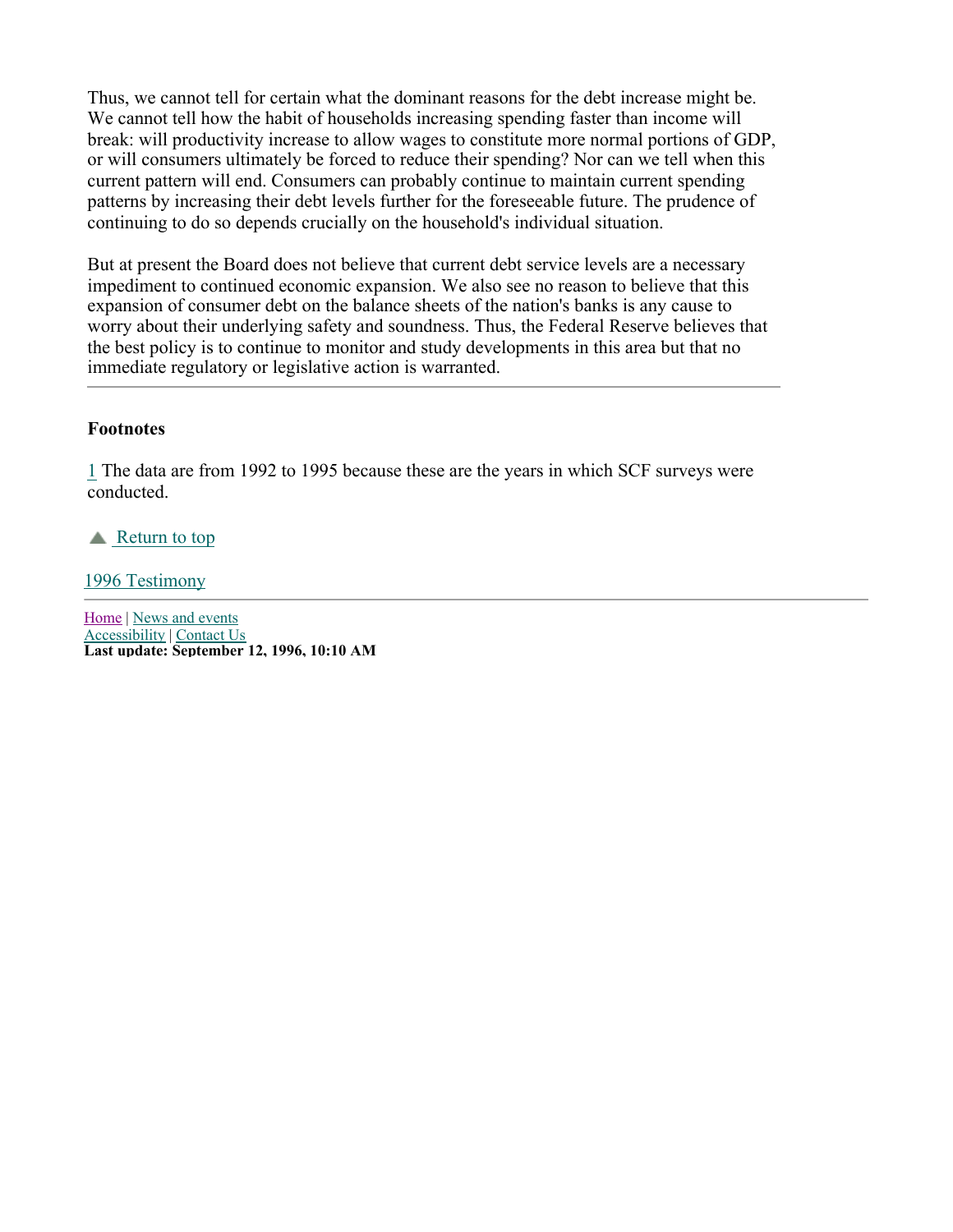Thus, we cannot tell for certain what the dominant reasons for the debt increase might be. We cannot tell how the habit of households increasing spending faster than income will break: will productivity increase to allow wages to constitute more normal portions of GDP, or will consumers ultimately be forced to reduce their spending? Nor can we tell when this current pattern will end. Consumers can probably continue to maintain current spending patterns by increasing their debt levels further for the foreseeable future. The prudence of continuing to do so depends crucially on the household's individual situation.

But at present the Board does not believe that current debt service levels are a necessary impediment to continued economic expansion. We also see no reason to believe that this expansion of consumer debt on the balance sheets of the nation's banks is any cause to worry about their underlying safety and soundness. Thus, the Federal Reserve believes that the best policy is to continue to monitor and study developments in this area but that no immediate regulatory or legislative action is warranted.

---

**Footnotes**

1 The data are from 1992 to 1995 because these are the years in which SCF surveys were conducted.

▲ Return to top

1996 Testimony

---

Home | News and events
Accessibility | Contact Us
**Last update: September 12, 1996, 10:10 AM**